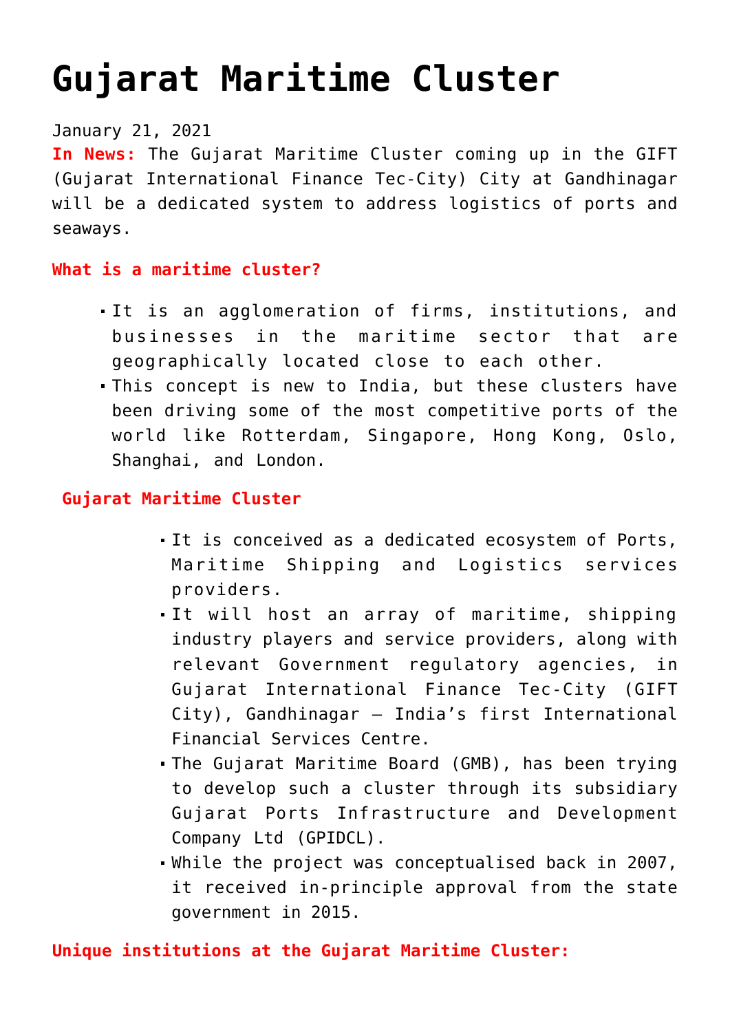# Gujarat Maritime Cluster

January 21, 2021

**In News:** The Gujarat Maritime Cluster coming up in the GIFT (Gujarat International Finance Tec-City) City at Gandhinagar will be a dedicated system to address logistics of ports and seaways.

**What is a maritime cluster?**

- It is an agglomeration of firms, institutions, and businesses in the maritime sector that are geographically located close to each other.
- This concept is new to India, but these clusters have been driving some of the most competitive ports of the world like Rotterdam, Singapore, Hong Kong, Oslo, Shanghai, and London.

**Gujarat Maritime Cluster**

- It is conceived as a dedicated ecosystem of Ports, Maritime Shipping and Logistics services providers.
- It will host an array of maritime, shipping industry players and service providers, along with relevant Government regulatory agencies, in Gujarat International Finance Tec-City (GIFT City), Gandhinagar – India's first International Financial Services Centre.
- The Gujarat Maritime Board (GMB), has been trying to develop such a cluster through its subsidiary Gujarat Ports Infrastructure and Development Company Ltd (GPIDCL).
- While the project was conceptualised back in 2007, it received in-principle approval from the state government in 2015.

**Unique institutions at the Gujarat Maritime Cluster:**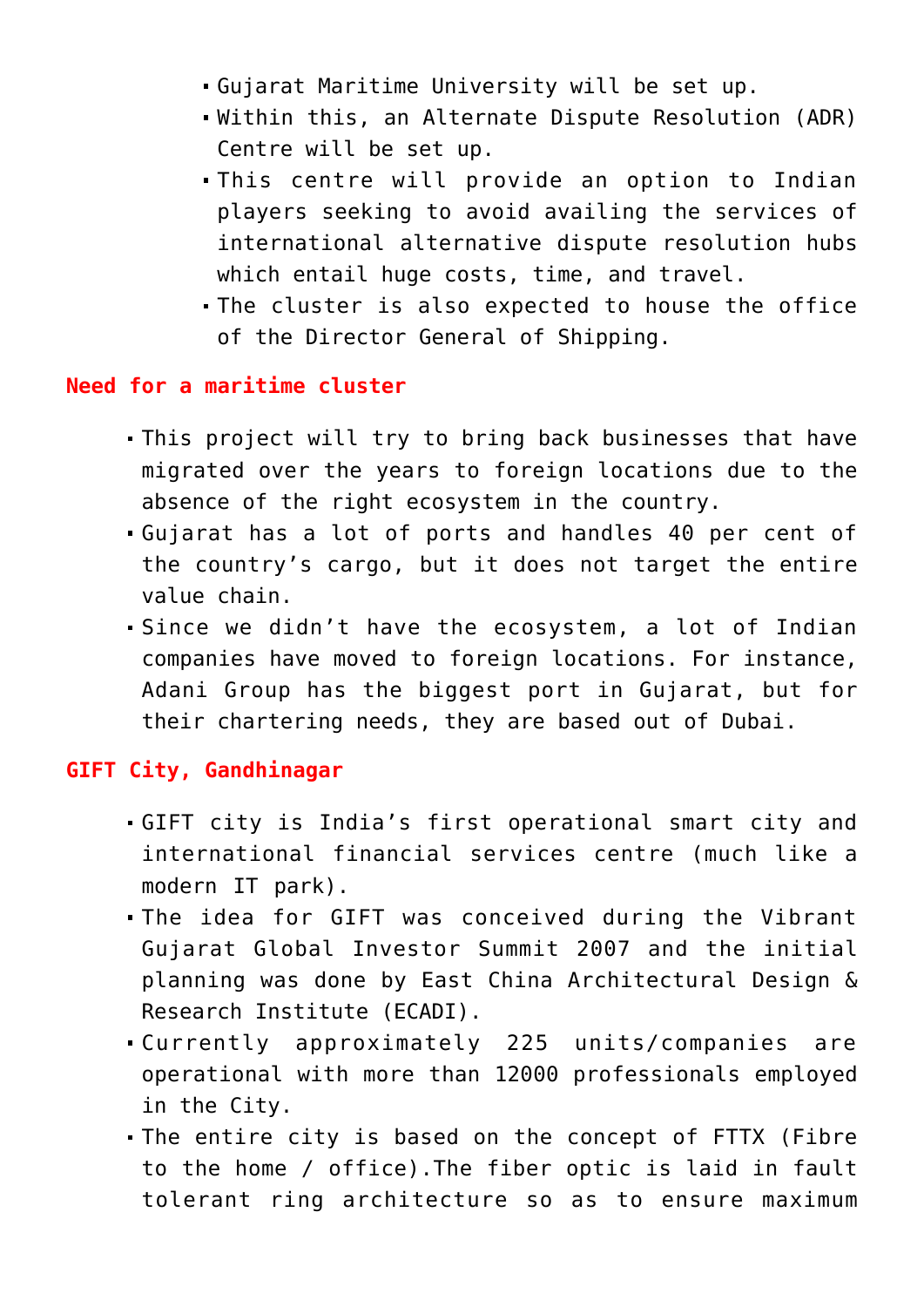- Gujarat Maritime University will be set up.
- Within this, an Alternate Dispute Resolution (ADR) Centre will be set up.
- This centre will provide an option to Indian players seeking to avoid availing the services of international alternative dispute resolution hubs which entail huge costs, time, and travel.
- The cluster is also expected to house the office of the Director General of Shipping.

### Need for a maritime cluster

- This project will try to bring back businesses that have migrated over the years to foreign locations due to the absence of the right ecosystem in the country.
- Gujarat has a lot of ports and handles 40 per cent of the country's cargo, but it does not target the entire value chain.
- Since we didn't have the ecosystem, a lot of Indian companies have moved to foreign locations. For instance, Adani Group has the biggest port in Gujarat, but for their chartering needs, they are based out of Dubai.

### GIFT City, Gandhinagar

- GIFT city is India's first operational smart city and international financial services centre (much like a modern IT park).
- The idea for GIFT was conceived during the Vibrant Gujarat Global Investor Summit 2007 and the initial planning was done by East China Architectural Design & Research Institute (ECADI).
- Currently approximately 225 units/companies are operational with more than 12000 professionals employed in the City.
- The entire city is based on the concept of FTTX (Fibre to the home / office).The fiber optic is laid in fault tolerant ring architecture so as to ensure maximum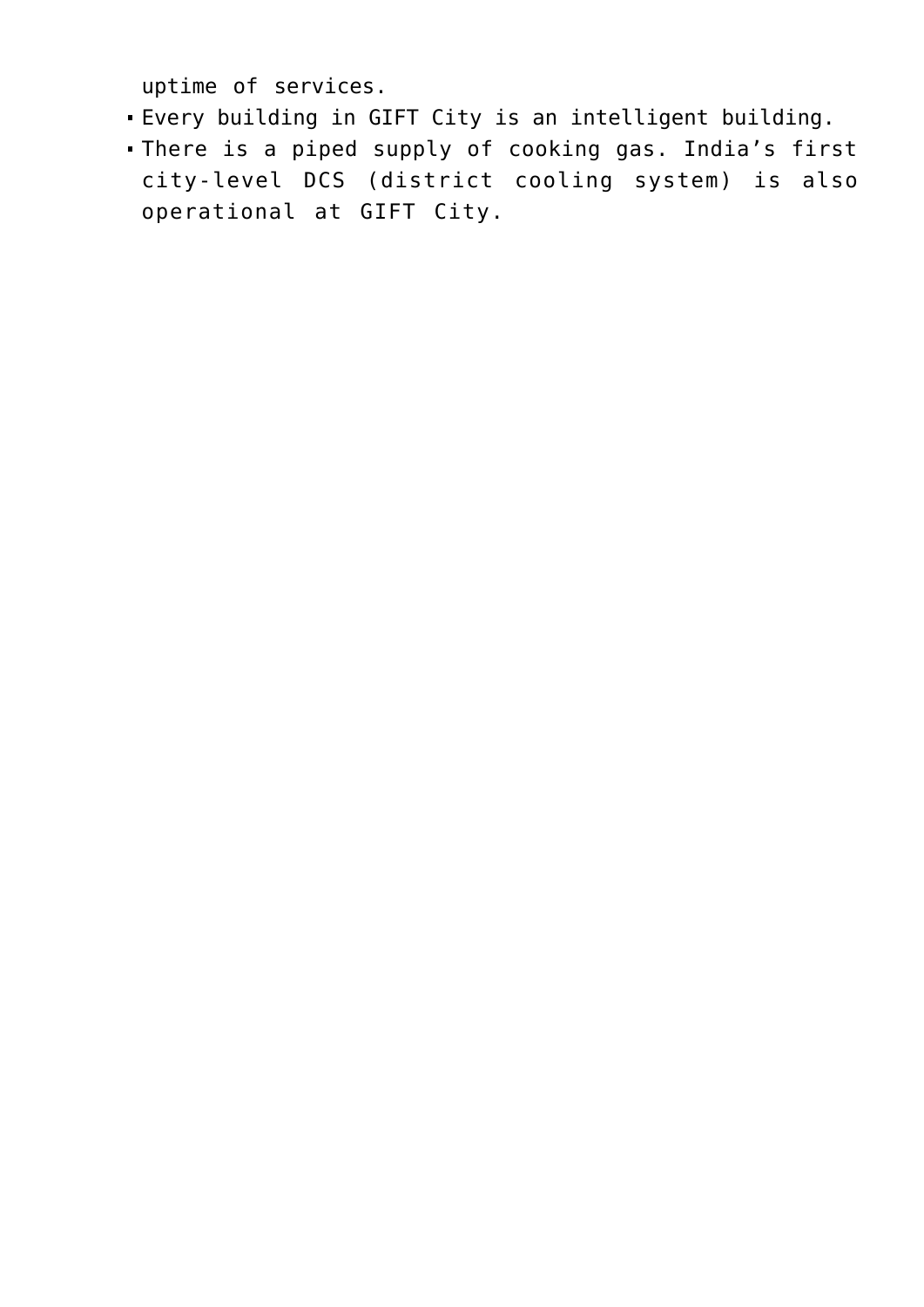uptime of services.

- Every building in GIFT City is an intelligent building.
- There is a piped supply of cooking gas. India’s first city-level DCS (district cooling system) is also operational at GIFT City.